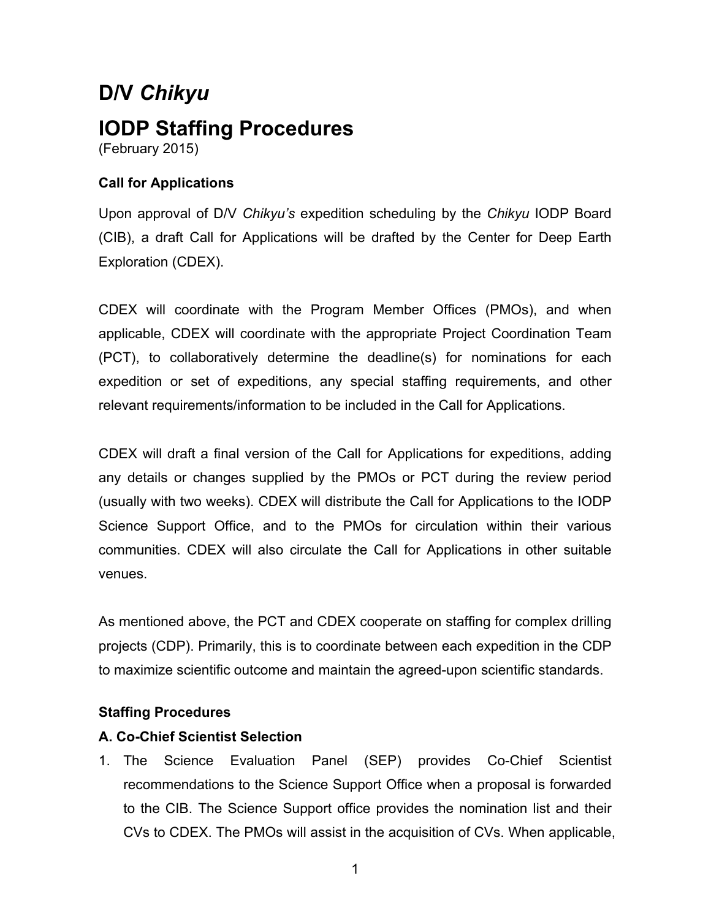# D/V *Chikyu*

# IODP Staffing Procedures

(February 2015)

**Call for Applications**

Upon approval of D/V *Chikyu's* expedition scheduling by the *Chikyu* IODP Board (CIB), a draft Call for Applications will be drafted by the Center for Deep Earth Exploration (CDEX).

CDEX will coordinate with the Program Member Offices (PMOs), and when applicable, CDEX will coordinate with the appropriate Project Coordination Team (PCT), to collaboratively determine the deadline(s) for nominations for each expedition or set of expeditions, any special staffing requirements, and other relevant requirements/information to be included in the Call for Applications.

CDEX will draft a final version of the Call for Applications for expeditions, adding any details or changes supplied by the PMOs or PCT during the review period (usually with two weeks). CDEX will distribute the Call for Applications to the IODP Science Support Office, and to the PMOs for circulation within their various communities. CDEX will also circulate the Call for Applications in other suitable venues.

As mentioned above, the PCT and CDEX cooperate on staffing for complex drilling projects (CDP). Primarily, this is to coordinate between each expedition in the CDP to maximize scientific outcome and maintain the agreed-upon scientific standards.

**Staffing Procedures**

**A. Co-Chief Scientist Selection**

1. The Science Evaluation Panel (SEP) provides Co-Chief Scientist recommendations to the Science Support Office when a proposal is forwarded to the CIB. The Science Support office provides the nomination list and their CVs to CDEX. The PMOs will assist in the acquisition of CVs. When applicable,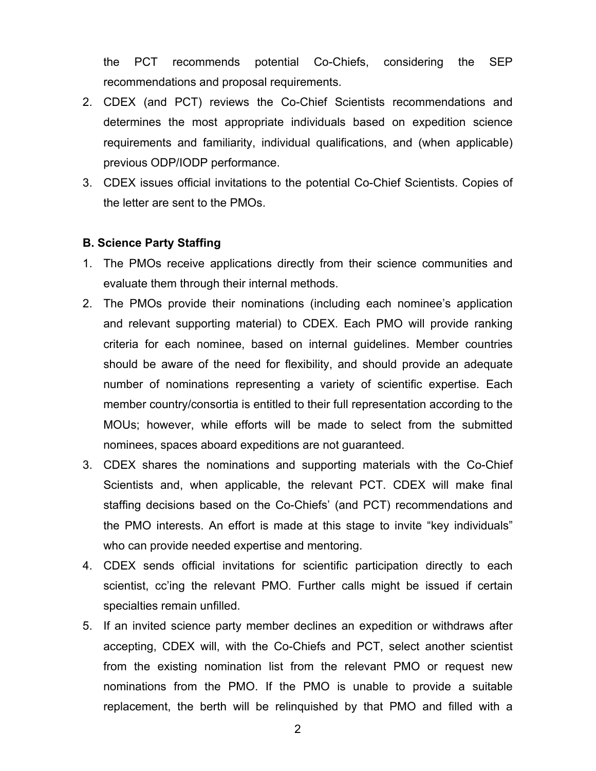the PCT recommends potential Co-Chiefs, considering the SEP recommendations and proposal requirements.

2. CDEX (and PCT) reviews the Co-Chief Scientists recommendations and determines the most appropriate individuals based on expedition science requirements and familiarity, individual qualifications, and (when applicable) previous ODP/IODP performance.
3. CDEX issues official invitations to the potential Co-Chief Scientists. Copies of the letter are sent to the PMOs.

**B. Science Party Staffing**

1. The PMOs receive applications directly from their science communities and evaluate them through their internal methods.
2. The PMOs provide their nominations (including each nominee's application and relevant supporting material) to CDEX. Each PMO will provide ranking criteria for each nominee, based on internal guidelines. Member countries should be aware of the need for flexibility, and should provide an adequate number of nominations representing a variety of scientific expertise. Each member country/consortia is entitled to their full representation according to the MOUs; however, while efforts will be made to select from the submitted nominees, spaces aboard expeditions are not guaranteed.
3. CDEX shares the nominations and supporting materials with the Co-Chief Scientists and, when applicable, the relevant PCT. CDEX will make final staffing decisions based on the Co-Chiefs' (and PCT) recommendations and the PMO interests. An effort is made at this stage to invite "key individuals" who can provide needed expertise and mentoring.
4. CDEX sends official invitations for scientific participation directly to each scientist, cc'ing the relevant PMO. Further calls might be issued if certain specialties remain unfilled.
5. If an invited science party member declines an expedition or withdraws after accepting, CDEX will, with the Co-Chiefs and PCT, select another scientist from the existing nomination list from the relevant PMO or request new nominations from the PMO. If the PMO is unable to provide a suitable replacement, the berth will be relinquished by that PMO and filled with a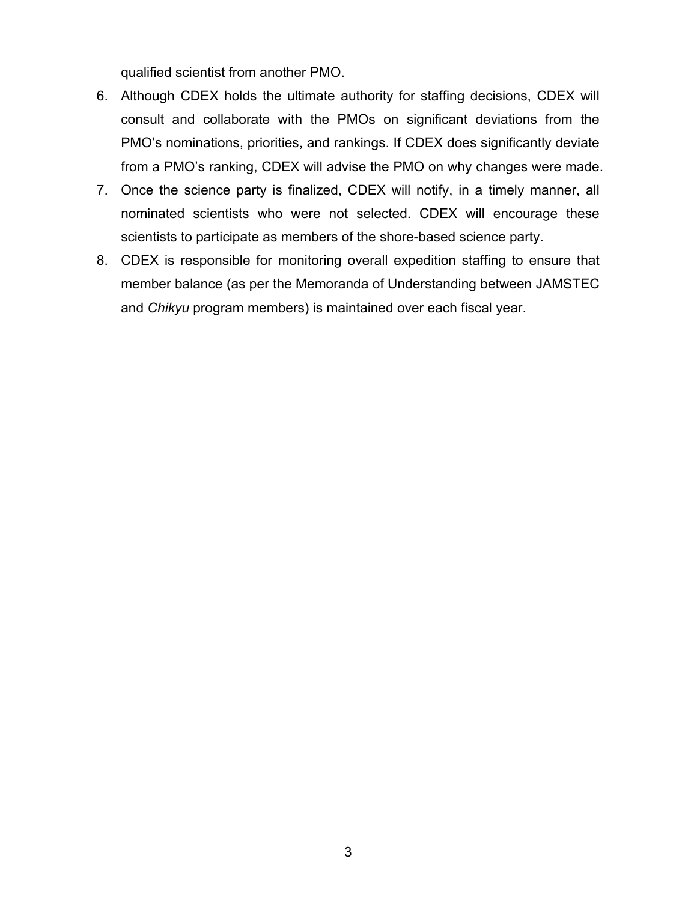qualified scientist from another PMO.

6. Although CDEX holds the ultimate authority for staffing decisions, CDEX will consult and collaborate with the PMOs on significant deviations from the PMO's nominations, priorities, and rankings. If CDEX does significantly deviate from a PMO's ranking, CDEX will advise the PMO on why changes were made.
7. Once the science party is finalized, CDEX will notify, in a timely manner, all nominated scientists who were not selected. CDEX will encourage these scientists to participate as members of the shore-based science party.
8. CDEX is responsible for monitoring overall expedition staffing to ensure that member balance (as per the Memoranda of Understanding between JAMSTEC and *Chikyu* program members) is maintained over each fiscal year.